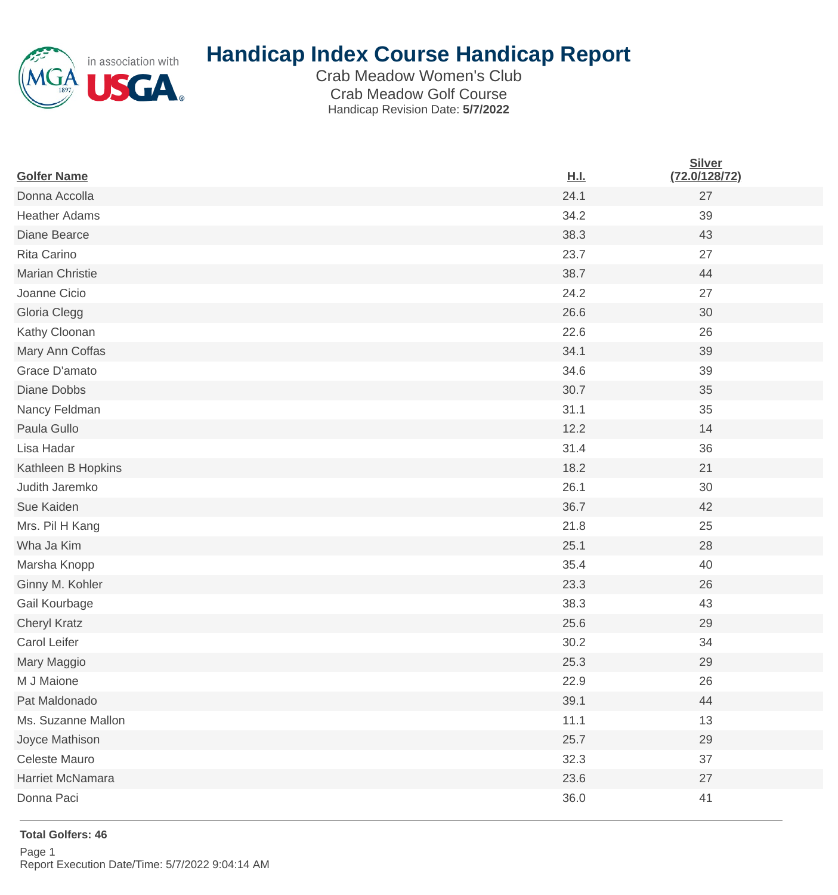# Handicap Index Course Handicap Report

Crab Meadow Women's Club

Crab Meadow Golf Course

Handicap Revision Date: **5/7/2022**

| Golfer Name | H.I. | Silver (72.0/128/72) |
|---|---|---|
| Donna Accolla | 24.1 | 27 |
| Heather Adams | 34.2 | 39 |
| Diane Bearce | 38.3 | 43 |
| Rita Carino | 23.7 | 27 |
| Marian Christie | 38.7 | 44 |
| Joanne Cicio | 24.2 | 27 |
| Gloria Clegg | 26.6 | 30 |
| Kathy Cloonan | 22.6 | 26 |
| Mary Ann Coffas | 34.1 | 39 |
| Grace D'amato | 34.6 | 39 |
| Diane Dobbs | 30.7 | 35 |
| Nancy Feldman | 31.1 | 35 |
| Paula Gullo | 12.2 | 14 |
| Lisa Hadar | 31.4 | 36 |
| Kathleen B Hopkins | 18.2 | 21 |
| Judith Jaremko | 26.1 | 30 |
| Sue Kaiden | 36.7 | 42 |
| Mrs. Pil H Kang | 21.8 | 25 |
| Wha Ja Kim | 25.1 | 28 |
| Marsha Knopp | 35.4 | 40 |
| Ginny M. Kohler | 23.3 | 26 |
| Gail Kourbage | 38.3 | 43 |
| Cheryl Kratz | 25.6 | 29 |
| Carol Leifer | 30.2 | 34 |
| Mary Maggio | 25.3 | 29 |
| M J Maione | 22.9 | 26 |
| Pat Maldonado | 39.1 | 44 |
| Ms. Suzanne Mallon | 11.1 | 13 |
| Joyce Mathison | 25.7 | 29 |
| Celeste Mauro | 32.3 | 37 |
| Harriet McNamara | 23.6 | 27 |
| Donna Paci | 36.0 | 41 |

**Total Golfers: 46**

Report Execution Date/Time: 5/7/2022 9:04:14 AM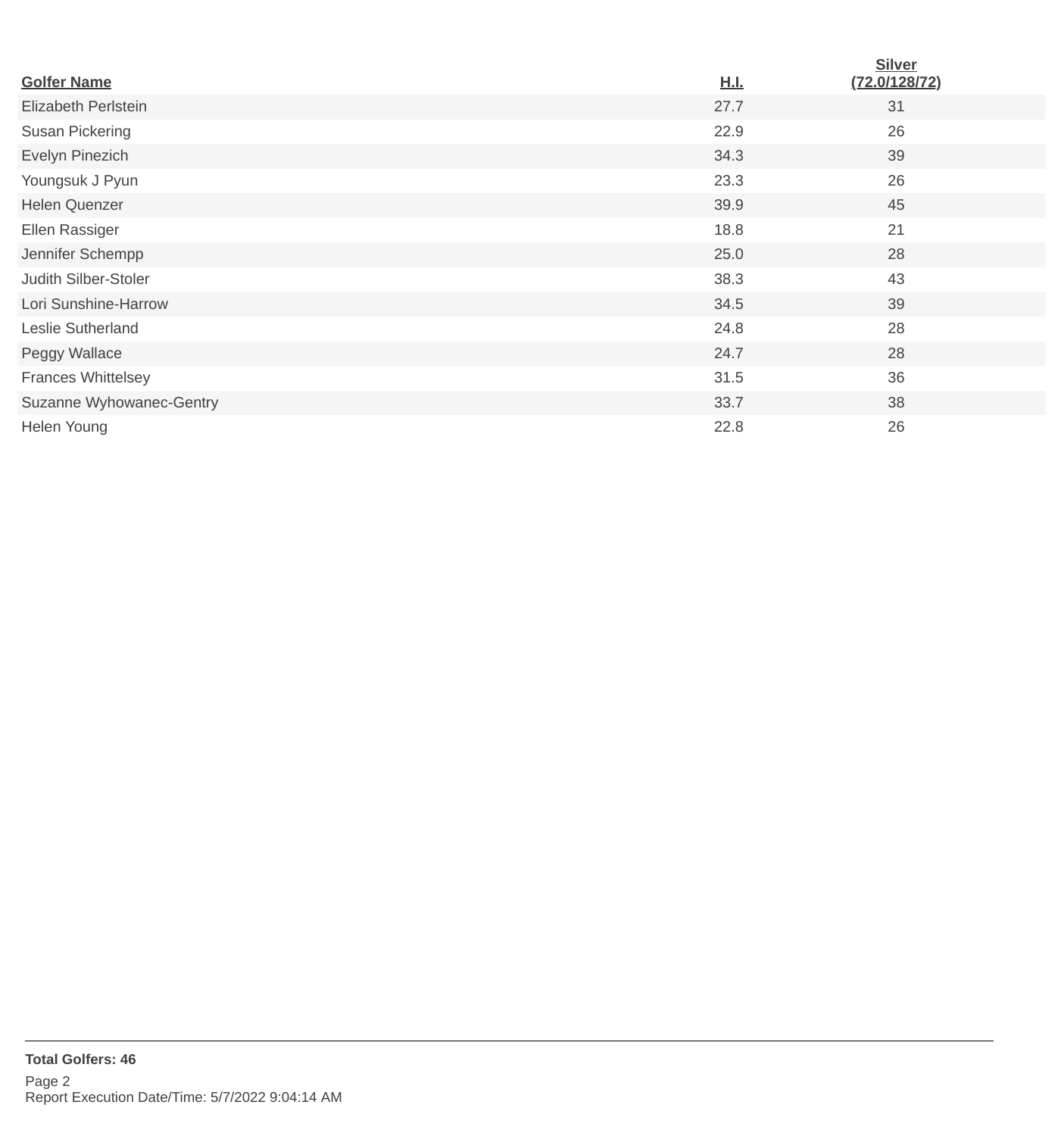| Golfer Name | H.I. | Silver (72.0/128/72) |
|---|---|---|
| Elizabeth Perlstein | 27.7 | 31 |
| Susan Pickering | 22.9 | 26 |
| Evelyn Pinezich | 34.3 | 39 |
| Youngsuk J Pyun | 23.3 | 26 |
| Helen Quenzer | 39.9 | 45 |
| Ellen Rassiger | 18.8 | 21 |
| Jennifer Schempp | 25.0 | 28 |
| Judith Silber-Stoler | 38.3 | 43 |
| Lori Sunshine-Harrow | 34.5 | 39 |
| Leslie Sutherland | 24.8 | 28 |
| Peggy Wallace | 24.7 | 28 |
| Frances Whittelsey | 31.5 | 36 |
| Suzanne Wyhowanec-Gentry | 33.7 | 38 |
| Helen Young | 22.8 | 26 |

**Total Golfers: 46**

Report Execution Date/Time: 5/7/2022 9:04:14 AM